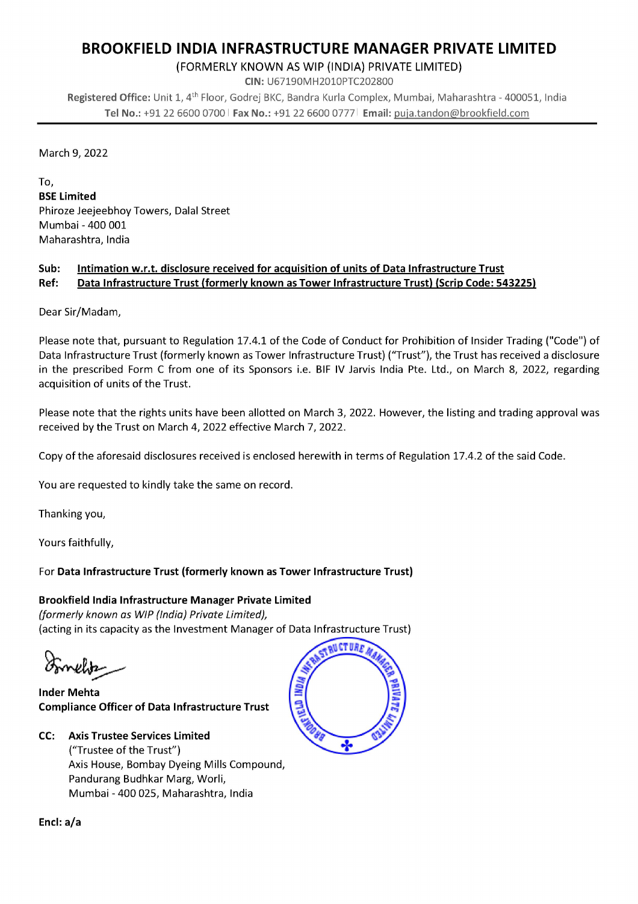# BROOKFIELD INDIA INFRASTRUCTURE MANAGER PRIVATE LIMITED

(FORMERLY KNOWN AS WIP (INDIA) PRIVATE LIMITED)

**CIN:** U67190MH2010PTC202800

**Registered Office:** Unit 1, 4th Floor, Godrej BKC, Bandra Kurla Complex, Mumbai, Maharashtra - 400051, India

**Tel No.:** +91 22 6600 0700 | **Fax No.:** +91 22 6600 0777 | **Email:** puja.tandon@brookfield.com

---

March 9, 2022

To,
**BSE Limited**
Phiroze Jeejeebhoy Towers, Dalal Street
Mumbai - 400 001
Maharashtra, India

**Sub: Intimation w.r.t. disclosure received for acquisition of units of Data Infrastructure Trust**
**Ref: Data Infrastructure Trust (formerly known as Tower Infrastructure Trust) (Scrip Code: 543225)**

Dear Sir/Madam,

Please note that, pursuant to Regulation 17.4.1 of the Code of Conduct for Prohibition of Insider Trading ("Code") of Data Infrastructure Trust (formerly known as Tower Infrastructure Trust) ("Trust"), the Trust has received a disclosure in the prescribed Form C from one of its Sponsors i.e. BIF IV Jarvis India Pte. Ltd., on March 8, 2022, regarding acquisition of units of the Trust.

Please note that the rights units have been allotted on March 3, 2022. However, the listing and trading approval was received by the Trust on March 4, 2022 effective March 7, 2022.

Copy of the aforesaid disclosures received is enclosed herewith in terms of Regulation 17.4.2 of the said Code.

You are requested to kindly take the same on record.

Thanking you,

Yours faithfully,

For **Data Infrastructure Trust (formerly known as Tower Infrastructure Trust)**

**Brookfield India Infrastructure Manager Private Limited**
*(formerly known as WIP (India) Private Limited),*
(acting in its capacity as the Investment Manager of Data Infrastructure Trust)

**Inder Mehta**
**Compliance Officer of Data Infrastructure Trust**

**CC: Axis Trustee Services Limited**
("Trustee of the Trust")
Axis House, Bombay Dyeing Mills Compound,
Pandurang Budhkar Marg, Worli,
Mumbai - 400 025, Maharashtra, India

**Encl: a/a**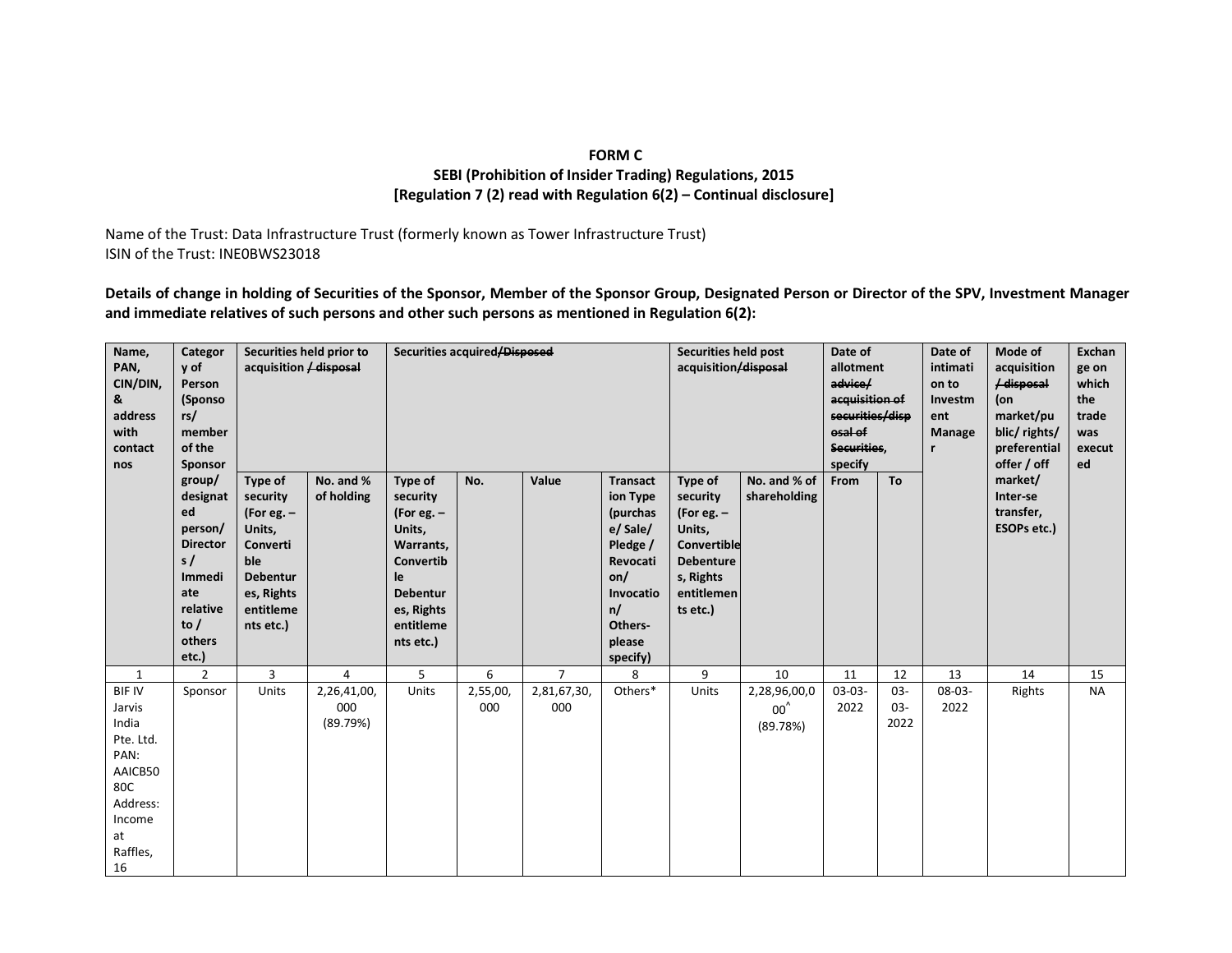**FORM C**
**SEBI (Prohibition of Insider Trading) Regulations, 2015**
**[Regulation 7 (2) read with Regulation 6(2) – Continual disclosure]**

Name of the Trust: Data Infrastructure Trust (formerly known as Tower Infrastructure Trust)
ISIN of the Trust: INE0BWS23018

**Details of change in holding of Securities of the Sponsor, Member of the Sponsor Group, Designated Person or Director of the SPV, Investment Manager and immediate relatives of such persons and other such persons as mentioned in Regulation 6(2):**

| Name, PAN, CIN/DIN, & address with contact nos | Category of Person (Sponsors/ member of the Sponsor group/ designated person/ Directors / Immediate relative to / others etc.) | Securities held prior to acquisition ~~/ disposal~~ | | Securities acquired~~/Disposed~~ | | | | Securities held post acquisition~~/disposal~~ | | Date of allotment ~~advice/ acquisition of securities/disposal of Securities~~, specify | | Date of intimation to Investment Manager | Mode of acquisition ~~/ disposal~~ (on market/public/ rights/ preferential offer / off market/ Inter-se transfer, ESOPs etc.) | Exchange on which the trade was executed |
|---|---|---|---|---|---|---|---|---|---|---|---|---|---|---|
| | | Type of security (For eg. – Units, Convertible Debentures, Rights entitlements etc.) | No. and % of holding | Type of security (For eg. – Units, Warrants, Convertible Debentures, Rights entitlements etc.) | No. | Value | Transaction Type (purchase/ Sale/ Pledge / Revocation/ Invocation/ Others-please specify) | Type of security (For eg. – Units, Convertible Debentures, Rights entitlements etc.) | No. and % of shareholding | From | To | | | |
| 1 | 2 | 3 | 4 | 5 | 6 | 7 | 8 | 9 | 10 | 11 | 12 | 13 | 14 | 15 |
| BIF IV Jarvis India Pte. Ltd. PAN: AAICB5080C Address: Income at Raffles, 16 | Sponsor | Units | 2,26,41,00,000 (89.79%) | Units | 2,55,00,000 | 2,81,67,30,000 | Others* | Units | 2,28,96,00,000^ (89.78%) | 03-03-2022 | 03-03-2022 | 08-03-2022 | Rights | NA |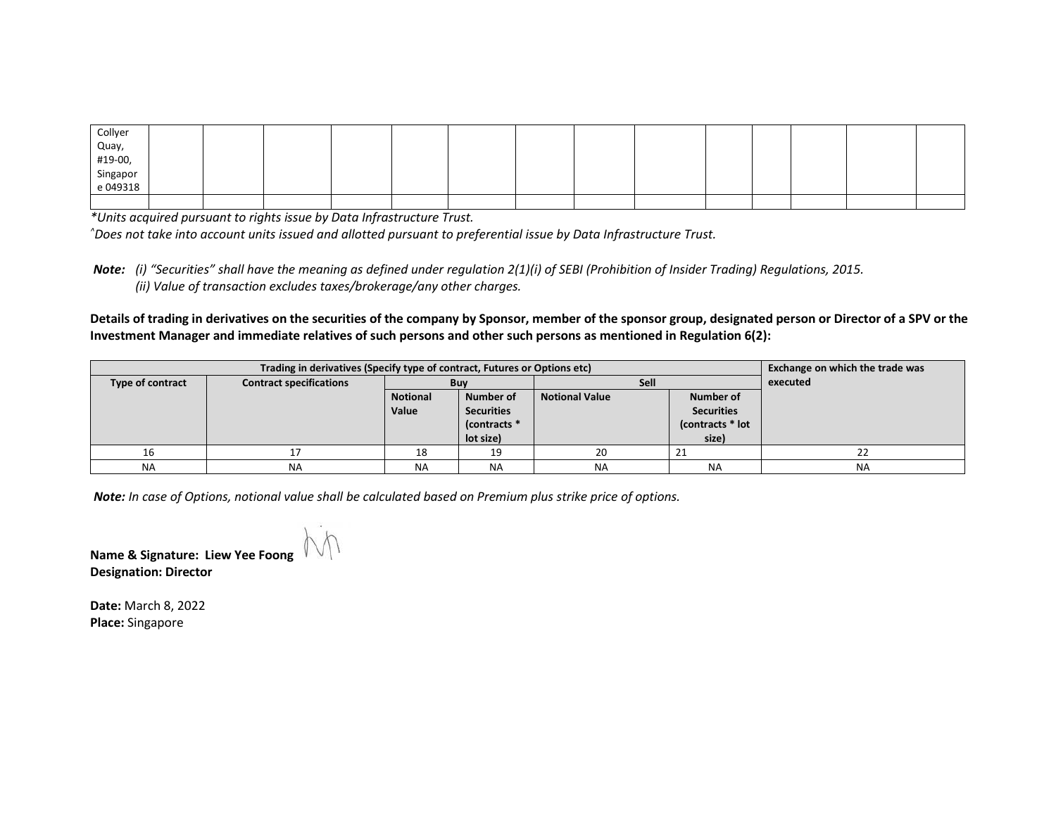| | | | | | | | | | | | | | | |
|---|---|---|---|---|---|---|---|---|---|---|---|---|---|---|
| Collyer Quay, #19-00, Singapore 049318 | | | | | | | | | | | | | | |
| | | | | | | | | | | | | | | |

*\*Units acquired pursuant to rights issue by Data Infrastructure Trust.*

*^Does not take into account units issued and allotted pursuant to preferential issue by Data Infrastructure Trust.*

***Note:*** *(i) "Securities" shall have the meaning as defined under regulation 2(1)(i) of SEBI (Prohibition of Insider Trading) Regulations, 2015.*
*(ii) Value of transaction excludes taxes/brokerage/any other charges.*

**Details of trading in derivatives on the securities of the company by Sponsor, member of the sponsor group, designated person or Director of a SPV or the Investment Manager and immediate relatives of such persons and other such persons as mentioned in Regulation 6(2):**

| Trading in derivatives (Specify type of contract, Futures or Options etc) | | | | | | Exchange on which the trade was executed |
|---|---|---|---|---|---|---|
| Type of contract | Contract specifications | Buy | | Sell | | |
| | | Notional Value | Number of Securities (contracts * lot size) | Notional Value | Number of Securities (contracts * lot size) | |
| 16 | 17 | 18 | 19 | 20 | 21 | 22 |
| NA | NA | NA | NA | NA | NA | NA |

***Note:*** *In case of Options, notional value shall be calculated based on Premium plus strike price of options.*

**Name & Signature: Liew Yee Foong**
**Designation: Director**

**Date:** March 8, 2022
**Place:** Singapore